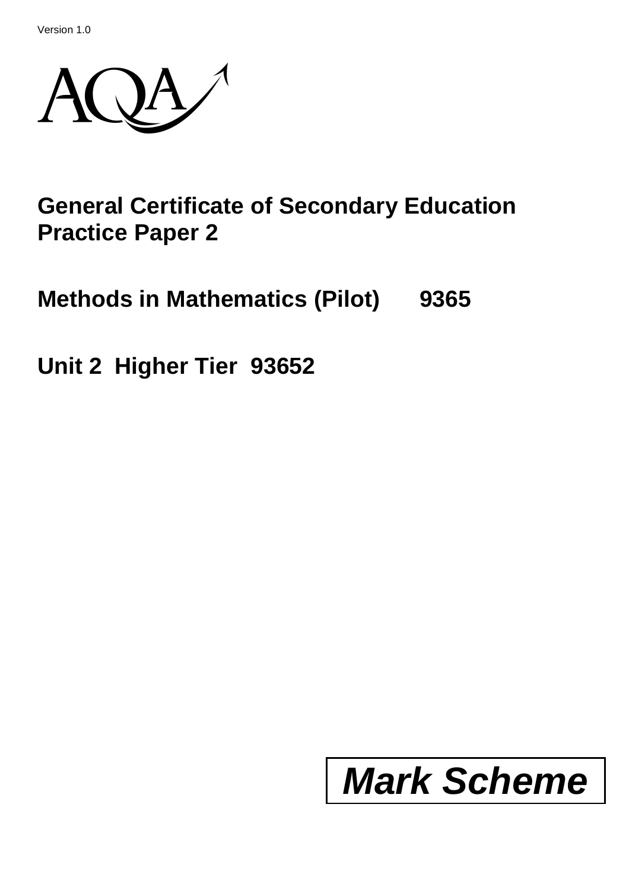Version 1.0

AQA

# General Certificate of Secondary Education
# Practice Paper 2

## Methods in Mathematics (Pilot) 9365

## Unit 2 Higher Tier 93652

# *Mark Scheme*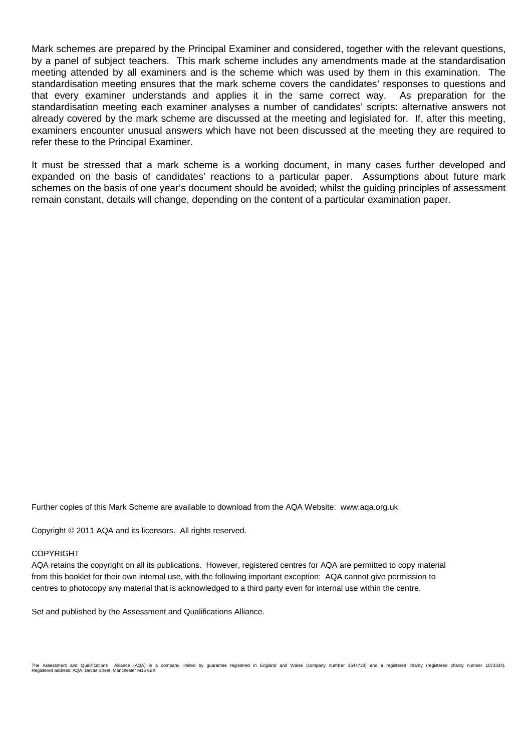Mark schemes are prepared by the Principal Examiner and considered, together with the relevant questions, by a panel of subject teachers. This mark scheme includes any amendments made at the standardisation meeting attended by all examiners and is the scheme which was used by them in this examination. The standardisation meeting ensures that the mark scheme covers the candidates' responses to questions and that every examiner understands and applies it in the same correct way. As preparation for the standardisation meeting each examiner analyses a number of candidates' scripts: alternative answers not already covered by the mark scheme are discussed at the meeting and legislated for. If, after this meeting, examiners encounter unusual answers which have not been discussed at the meeting they are required to refer these to the Principal Examiner.

It must be stressed that a mark scheme is a working document, in many cases further developed and expanded on the basis of candidates' reactions to a particular paper. Assumptions about future mark schemes on the basis of one year's document should be avoided; whilst the guiding principles of assessment remain constant, details will change, depending on the content of a particular examination paper.

Further copies of this Mark Scheme are available to download from the AQA Website: www.aqa.org.uk

Copyright © 2011 AQA and its licensors. All rights reserved.

COPYRIGHT

AQA retains the copyright on all its publications. However, registered centres for AQA are permitted to copy material from this booklet for their own internal use, with the following important exception: AQA cannot give permission to centres to photocopy any material that is acknowledged to a third party even for internal use within the centre.

Set and published by the Assessment and Qualifications Alliance.

The Assessment and Qualifications Alliance (AQA) is a company limited by guarantee registered in England and Wales (company number 3644723) and a registered charity (registered charity number 1073334). Registered address: AQA, Devas Street, Manchester M15 6EX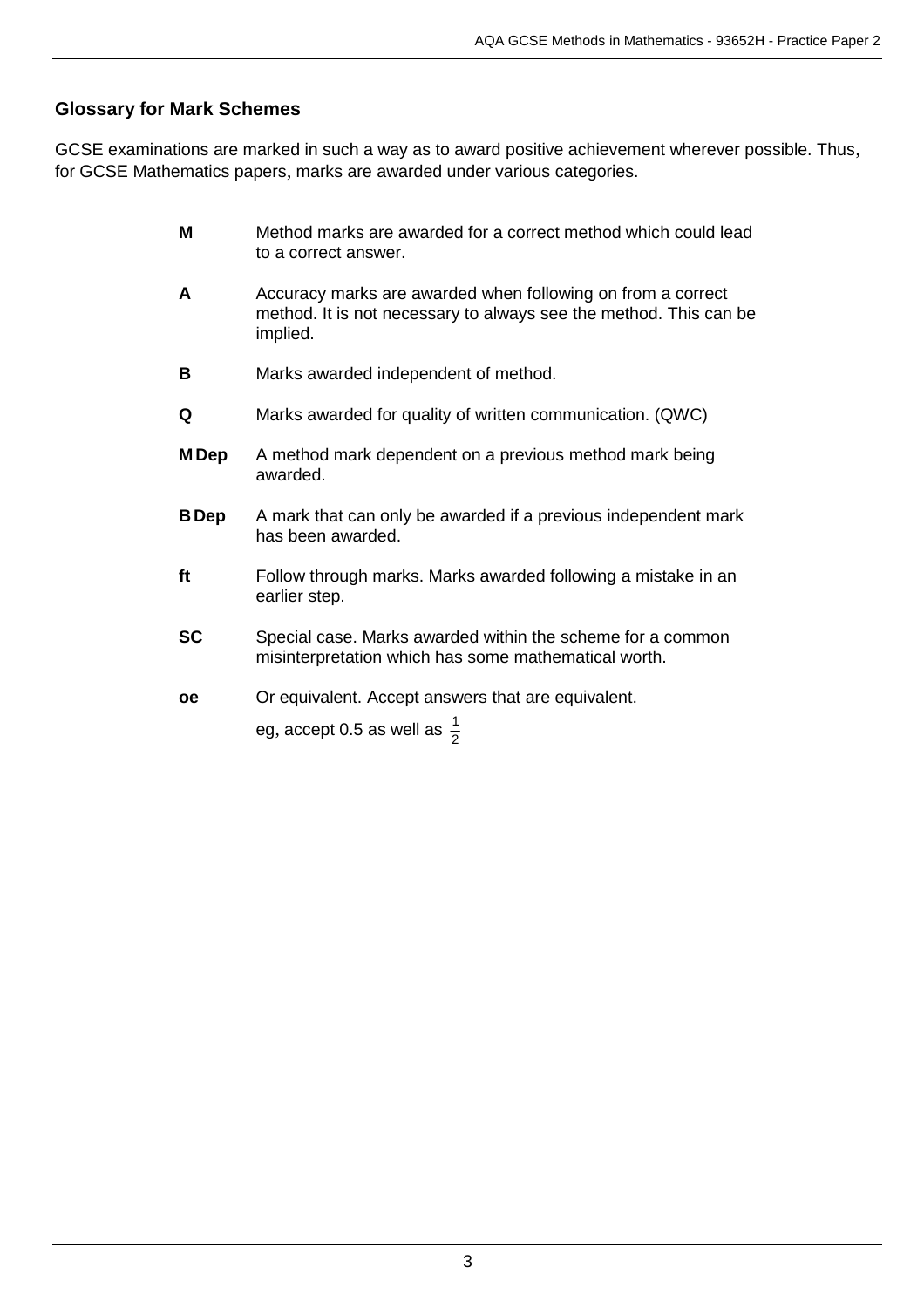## Glossary for Mark Schemes

GCSE examinations are marked in such a way as to award positive achievement wherever possible. Thus, for GCSE Mathematics papers, marks are awarded under various categories.

| | |
|---|---|
| **M** | Method marks are awarded for a correct method which could lead to a correct answer. |
| **A** | Accuracy marks are awarded when following on from a correct method. It is not necessary to always see the method. This can be implied. |
| **B** | Marks awarded independent of method. |
| **Q** | Marks awarded for quality of written communication. (QWC) |
| **M Dep** | A method mark dependent on a previous method mark being awarded. |
| **B Dep** | A mark that can only be awarded if a previous independent mark has been awarded. |
| **ft** | Follow through marks. Marks awarded following a mistake in an earlier step. |
| **SC** | Special case. Marks awarded within the scheme for a common misinterpretation which has some mathematical worth. |
| **oe** | Or equivalent. Accept answers that are equivalent. eg, accept 0.5 as well as $\frac{1}{2}$ |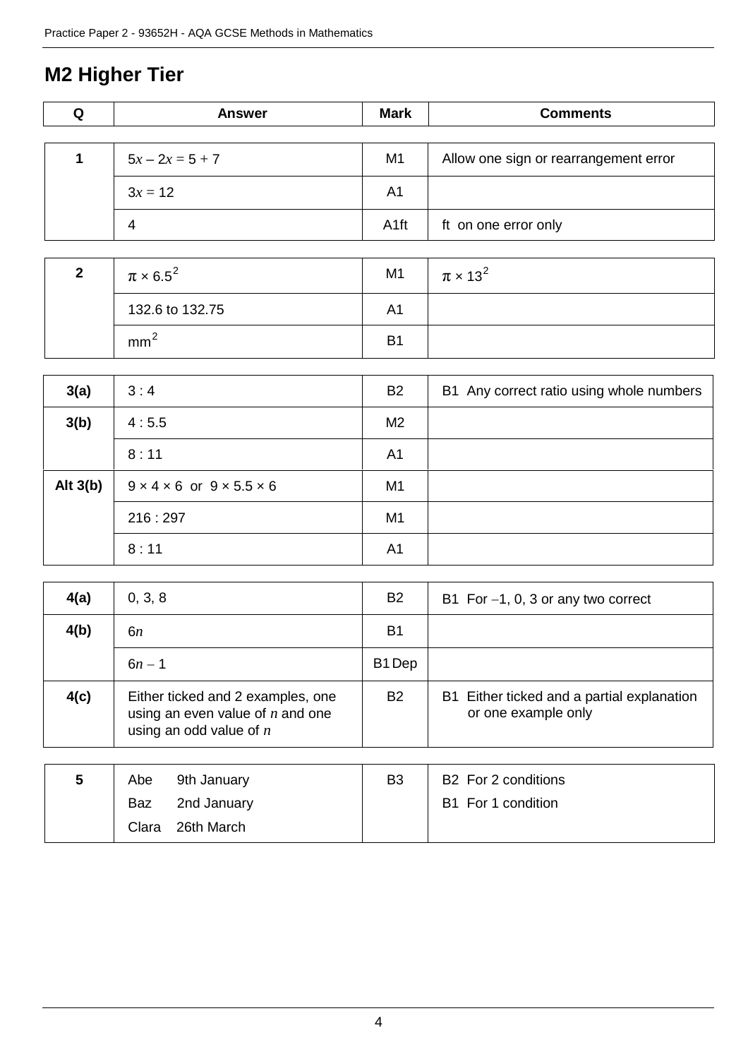## M2 Higher Tier

| Q | Answer | Mark | Comments |
|---|---|---|---|
| 1 | $5x - 2x = 5 + 7$ | M1 | Allow one sign or rearrangement error |
| | $3x = 12$ | A1 | |
| | 4 | A1ft | ft on one error only |
| 2 | $\pi \times 6.5^2$ | M1 | $\pi \times 13^2$ |
| | 132.6 to 132.75 | A1 | |
| | $mm^2$ | B1 | |
| 3(a) | 3 : 4 | B2 | B1 Any correct ratio using whole numbers |
| 3(b) | 4 : 5.5 | M2 | |
| | 8 : 11 | A1 | |
| Alt 3(b) | $9 \times 4 \times 6$ or $9 \times 5.5 \times 6$ | M1 | |
| | 216 : 297 | M1 | |
| | 8 : 11 | A1 | |
| 4(a) | 0, 3, 8 | B2 | B1 For $-1$, 0, 3 or any two correct |
| 4(b) | $6n$ | B1 | |
| | $6n - 1$ | B1 Dep | |
| 4(c) | Either ticked and 2 examples, one using an even value of $n$ and one using an odd value of $n$ | B2 | B1 Either ticked and a partial explanation or one example only |
| 5 | Abe 9th January<br>Baz 2nd January<br>Clara 26th March | B3 | B2 For 2 conditions<br>B1 For 1 condition |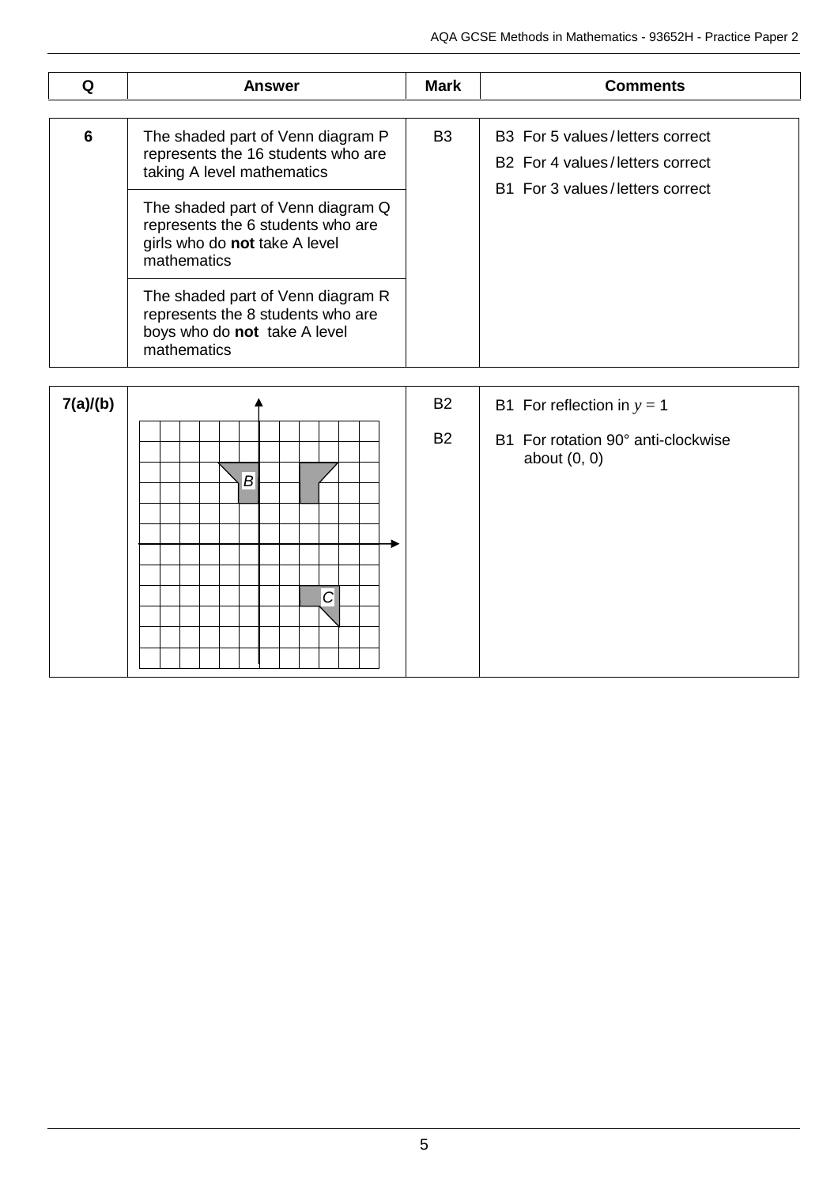| Q | Answer | Mark | Comments |
|---|---|---|---|
| 6 | The shaded part of Venn diagram P represents the 16 students who are taking A level mathematics | B3 | B3 For 5 values / letters correct<br>B2 For 4 values / letters correct<br>B1 For 3 values / letters correct |
| | The shaded part of Venn diagram Q represents the 6 students who are girls who do **not** take A level mathematics | | |
| | The shaded part of Venn diagram R represents the 8 students who are boys who do **not** take A level mathematics | | |
| 7(a)/(b) | B<br>C | B2<br>B2 | B1 For reflection in $y = 1$<br>B1 For rotation 90° anti-clockwise about (0, 0) |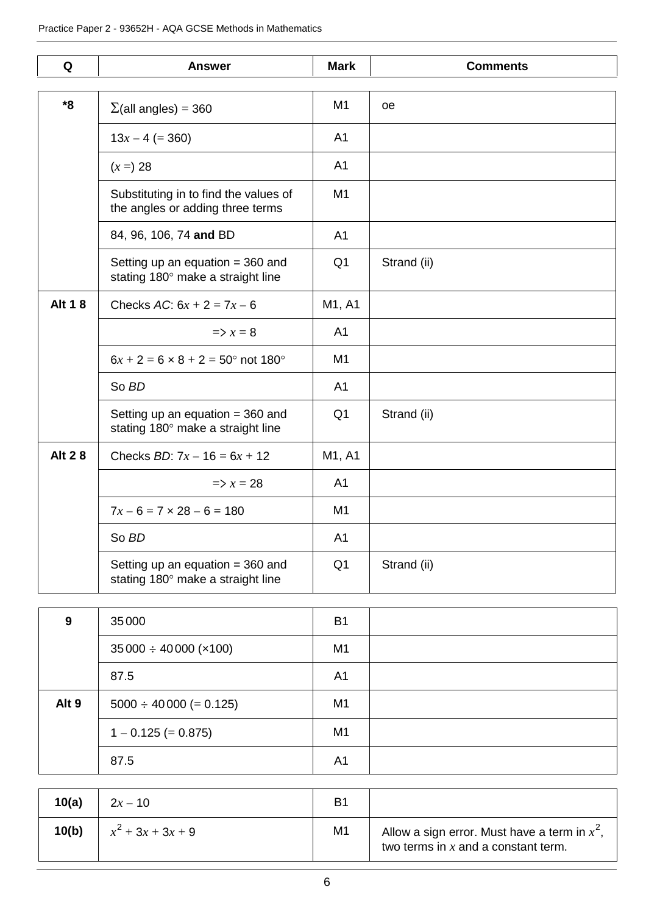| Q | Answer | Mark | Comments |
|---|---|---|---|
| *8 | $\Sigma$(all angles) = 360 | M1 | oe |
| | $13x - 4$ (= 360) | A1 | |
| | ($x =$) 28 | A1 | |
| | Substituting in to find the values of the angles or adding three terms | M1 | |
| | 84, 96, 106, 74 **and** BD | A1 | |
| | Setting up an equation = 360 and stating 180° make a straight line | Q1 | Strand (ii) |
| Alt 1 8 | Checks *AC*: $6x + 2 = 7x - 6$ | M1, A1 | |
| | $\Rightarrow x = 8$ | A1 | |
| | $6x + 2 = 6 \times 8 + 2 = 50°$ not 180° | M1 | |
| | So *BD* | A1 | |
| | Setting up an equation = 360 and stating 180° make a straight line | Q1 | Strand (ii) |
| Alt 2 8 | Checks *BD*: $7x - 16 = 6x + 12$ | M1, A1 | |
| | $\Rightarrow x = 28$ | A1 | |
| | $7x - 6 = 7 \times 28 - 6 = 180$ | M1 | |
| | So *BD* | A1 | |
| | Setting up an equation = 360 and stating 180° make a straight line | Q1 | Strand (ii) |

| Q | Answer | Mark | Comments |
|---|---|---|---|
| 9 | 35 000 | B1 | |
| | 35 000 ÷ 40 000 (×100) | M1 | |
| | 87.5 | A1 | |
| Alt 9 | 5000 ÷ 40 000 (= 0.125) | M1 | |
| | 1 − 0.125 (= 0.875) | M1 | |
| | 87.5 | A1 | |

| Q | Answer | Mark | Comments |
|---|---|---|---|
| 10(a) | $2x - 10$ | B1 | |
| 10(b) | $x^2 + 3x + 3x + 9$ | M1 | Allow a sign error. Must have a term in $x^2$, two terms in $x$ and a constant term. |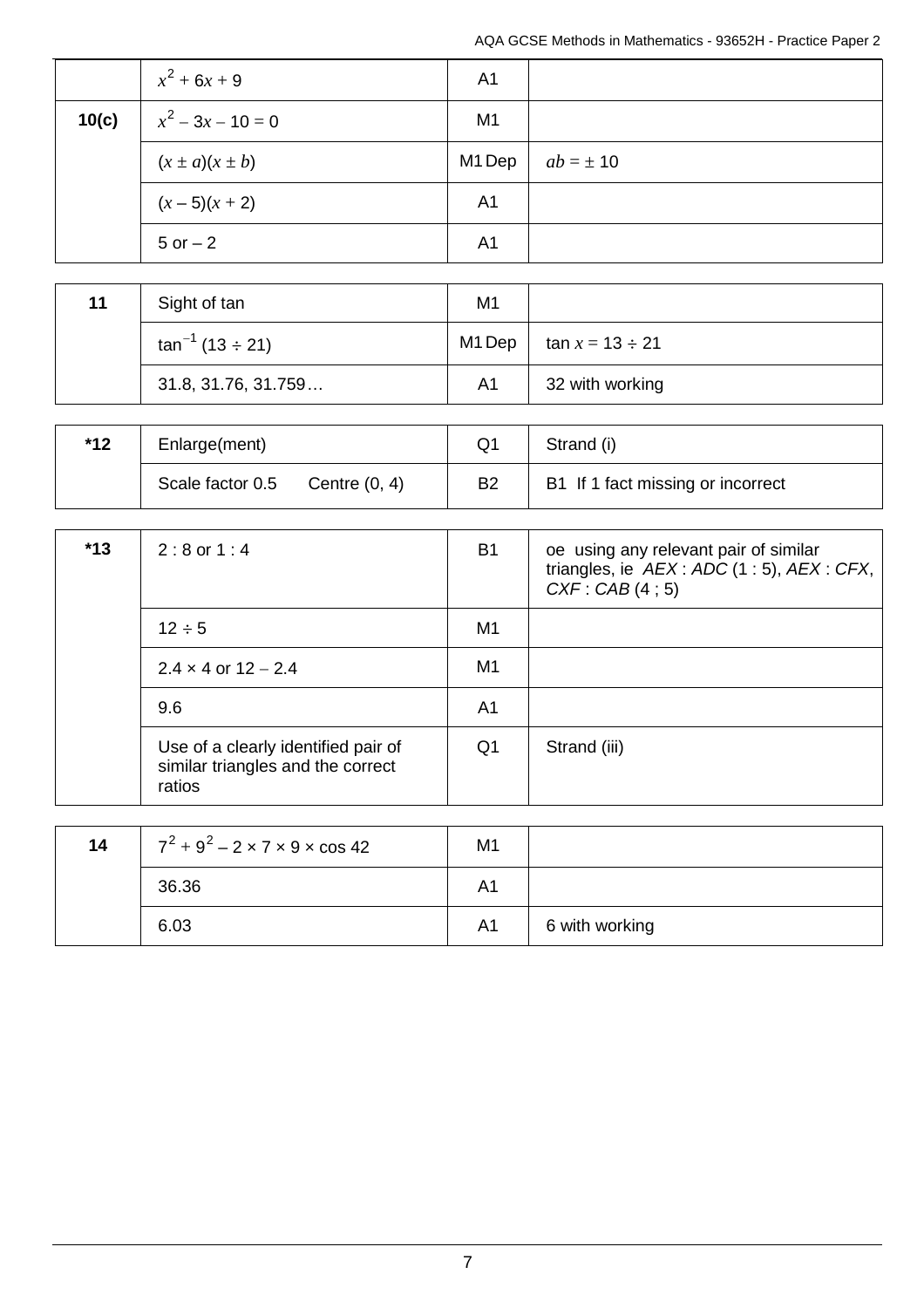| | | | |
|---|---|---|---|
| | $x^2 + 6x + 9$ | A1 | |
| **10(c)** | $x^2 - 3x - 10 = 0$ | M1 | |
| | $(x \pm a)(x \pm b)$ | M1 Dep | $ab = \pm 10$ |
| | $(x - 5)(x + 2)$ | A1 | |
| | 5 or – 2 | A1 | |

| | | | |
|---|---|---|---|
| **11** | Sight of tan | M1 | |
| | $\tan^{-1} (13 \div 21)$ | M1 Dep | $\tan x = 13 \div 21$ |
| | 31.8, 31.76, 31.759… | A1 | 32 with working |

| | | | |
|---|---|---|---|
| ***12** | Enlarge(ment) | Q1 | Strand (i) |
| | Scale factor 0.5 Centre (0, 4) | B2 | B1 If 1 fact missing or incorrect |

| | | | |
|---|---|---|---|
| ***13** | 2 : 8 or 1 : 4 | B1 | oe using any relevant pair of similar triangles, ie *AEX* : *ADC* (1 : 5), *AEX* : *CFX*, *CXF* : *CAB* (4 ; 5) |
| | $12 \div 5$ | M1 | |
| | $2.4 \times 4$ or $12 - 2.4$ | M1 | |
| | 9.6 | A1 | |
| | Use of a clearly identified pair of similar triangles and the correct ratios | Q1 | Strand (iii) |

| | | | |
|---|---|---|---|
| **14** | $7^2 + 9^2 - 2 \times 7 \times 9 \times \cos 42$ | M1 | |
| | 36.36 | A1 | |
| | 6.03 | A1 | 6 with working |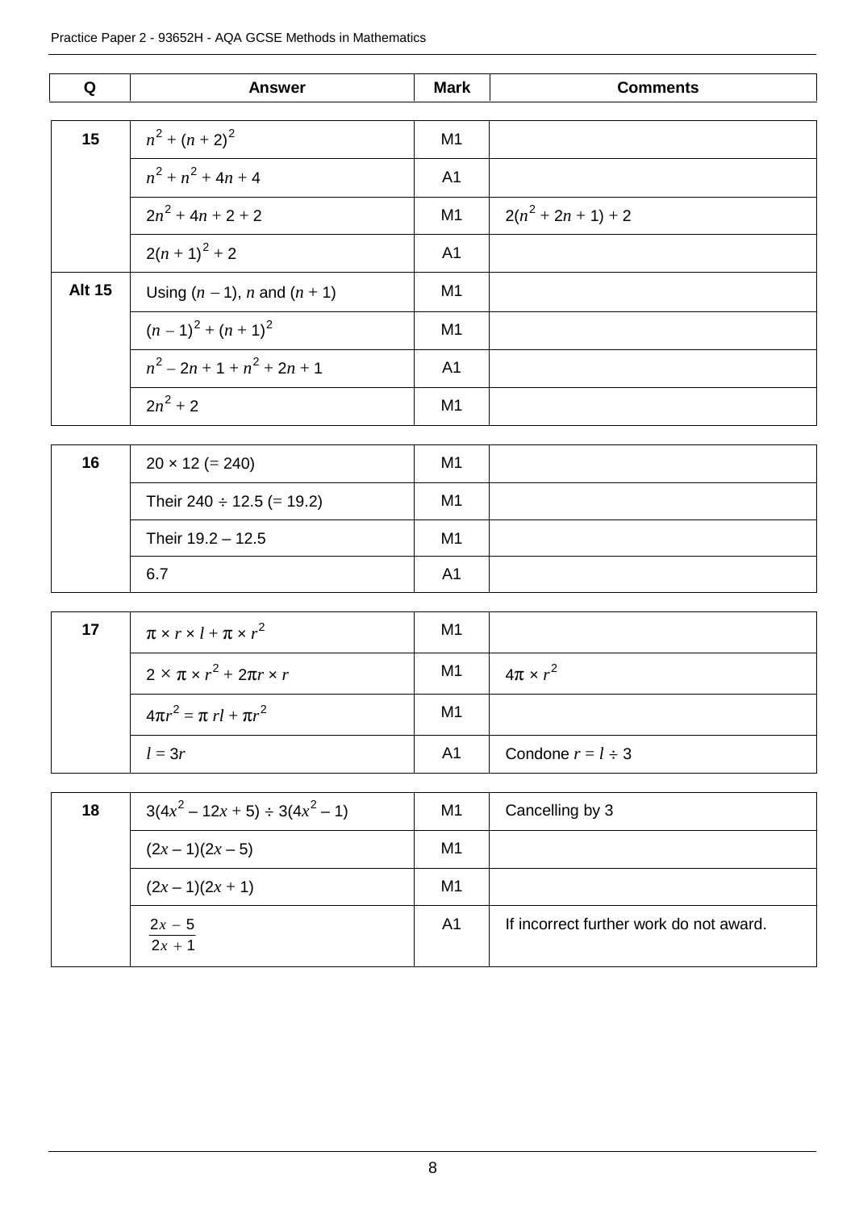| Q | Answer | Mark | Comments |
|---|---|---|---|
| 15 | $n^2 + (n + 2)^2$ | M1 | |
| | $n^2 + n^2 + 4n + 4$ | A1 | |
| | $2n^2 + 4n + 2 + 2$ | M1 | $2(n^2 + 2n + 1) + 2$ |
| | $2(n + 1)^2 + 2$ | A1 | |
| Alt 15 | Using $(n - 1)$, $n$ and $(n + 1)$ | M1 | |
| | $(n - 1)^2 + (n + 1)^2$ | M1 | |
| | $n^2 - 2n + 1 + n^2 + 2n + 1$ | A1 | |
| | $2n^2 + 2$ | M1 | |
| 16 | $20 \times 12$ (= 240) | M1 | |
| | Their $240 \div 12.5$ (= 19.2) | M1 | |
| | Their $19.2 - 12.5$ | M1 | |
| | 6.7 | A1 | |
| 17 | $\pi \times r \times l + \pi \times r^2$ | M1 | |
| | $2 \times \pi \times r^2 + 2\pi r \times r$ | M1 | $4\pi \times r^2$ |
| | $4\pi r^2 = \pi rl + \pi r^2$ | M1 | |
| | $l = 3r$ | A1 | Condone $r = l \div 3$ |
| 18 | $3(4x^2 - 12x + 5) \div 3(4x^2 - 1)$ | M1 | Cancelling by 3 |
| | $(2x - 1)(2x - 5)$ | M1 | |
| | $(2x - 1)(2x + 1)$ | M1 | |
| | $\frac{2x - 5}{2x + 1}$ | A1 | If incorrect further work do not award. |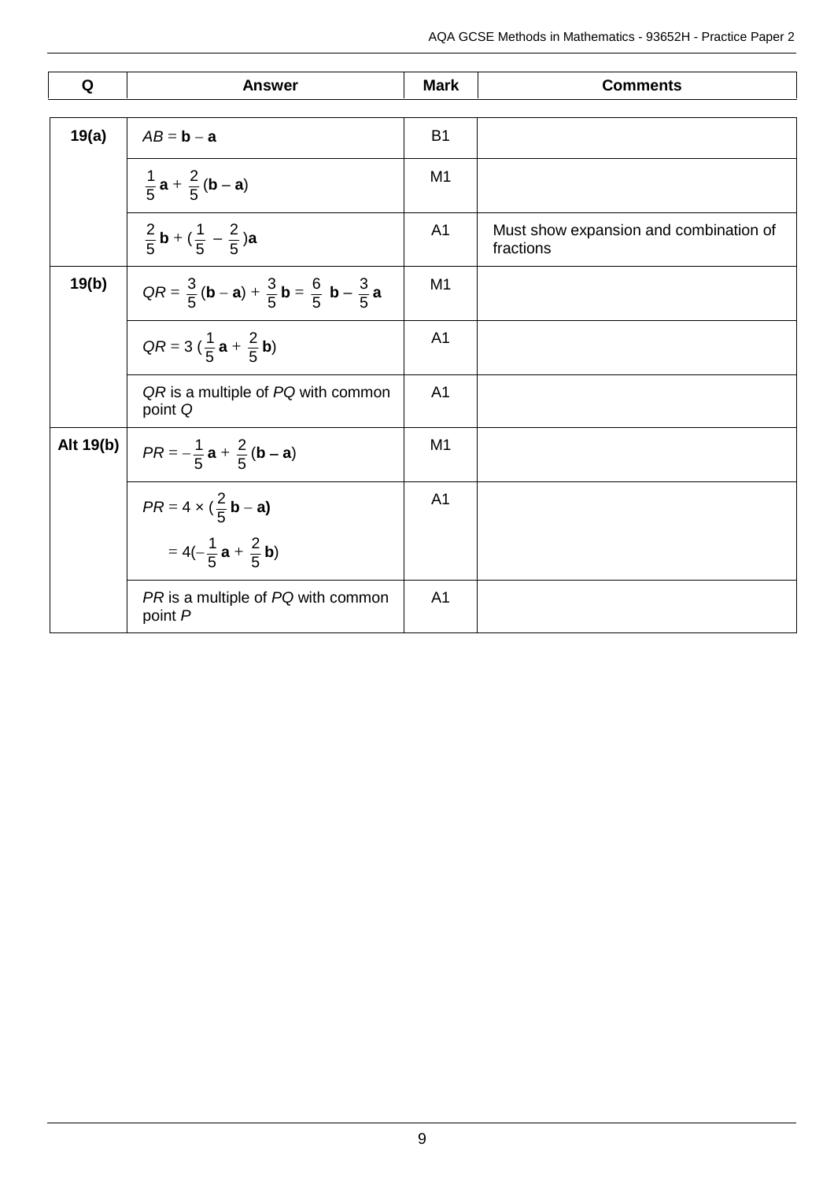| Q | Answer | Mark | Comments |
|---|---|---|---|
| 19(a) | $AB = \mathbf{b} - \mathbf{a}$ | B1 | |
| | $\frac{1}{5}\mathbf{a} + \frac{2}{5}(\mathbf{b} - \mathbf{a})$ | M1 | |
| | $\frac{2}{5}\mathbf{b} + (\frac{1}{5} - \frac{2}{5})\mathbf{a}$ | A1 | Must show expansion and combination of fractions |
| 19(b) | $QR = \frac{3}{5}(\mathbf{b} - \mathbf{a}) + \frac{3}{5}\mathbf{b} = \frac{6}{5}\ \mathbf{b} - \frac{3}{5}\mathbf{a}$ | M1 | |
| | $QR = 3\ (\frac{1}{5}\mathbf{a} + \frac{2}{5}\mathbf{b})$ | A1 | |
| | *QR* is a multiple of *PQ* with common point *Q* | A1 | |
| Alt 19(b) | $PR = -\frac{1}{5}\mathbf{a} + \frac{2}{5}(\mathbf{b} - \mathbf{a})$ | M1 | |
| | $PR = 4 \times (\frac{2}{5}\mathbf{b} - \mathbf{a})$ <br> $= 4(-\frac{1}{5}\mathbf{a} + \frac{2}{5}\mathbf{b})$ | A1 | |
| | *PR* is a multiple of *PQ* with common point *P* | A1 | |